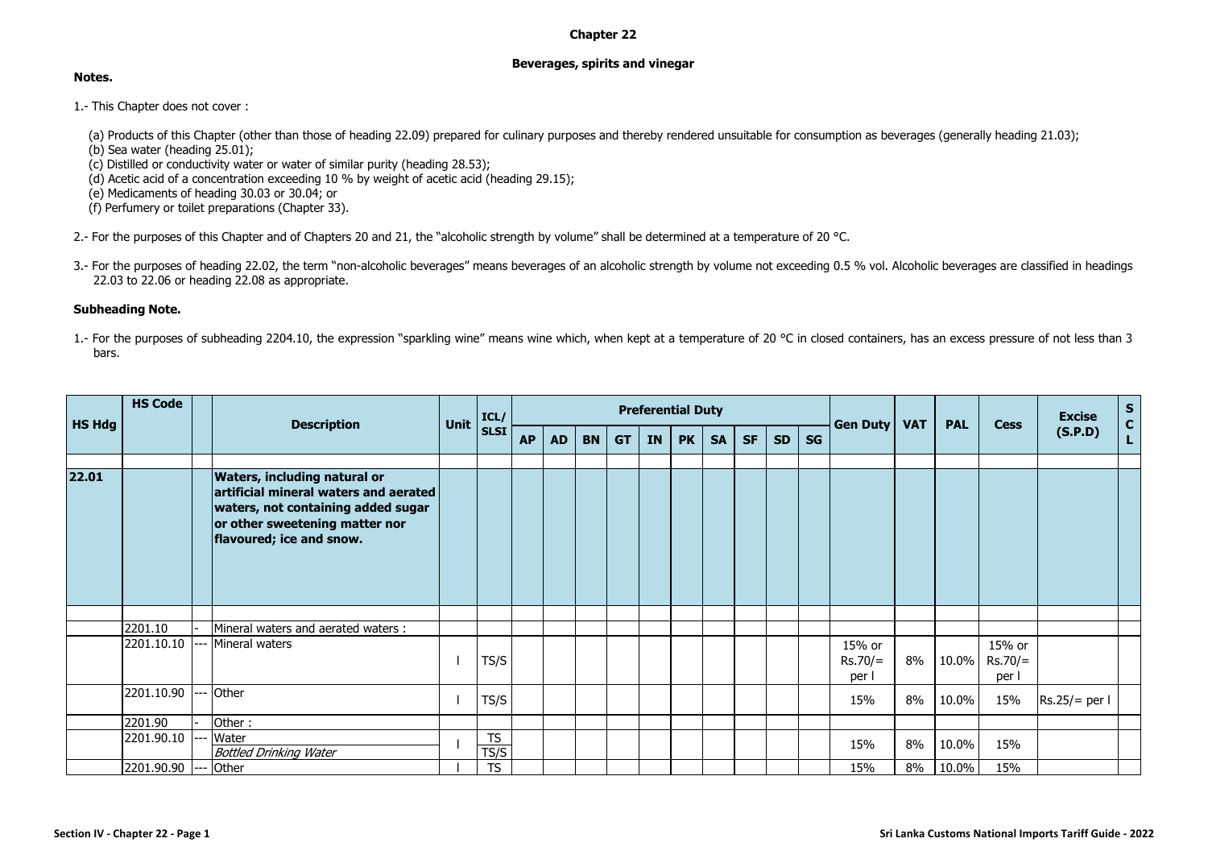# Chapter 22

## Beverages, spirits and vinegar

**Notes.**

1.- This Chapter does not cover :

(a) Products of this Chapter (other than those of heading 22.09) prepared for culinary purposes and thereby rendered unsuitable for consumption as beverages (generally heading 21.03);
(b) Sea water (heading 25.01);
(c) Distilled or conductivity water or water of similar purity (heading 28.53);
(d) Acetic acid of a concentration exceeding 10 % by weight of acetic acid (heading 29.15);
(e) Medicaments of heading 30.03 or 30.04; or
(f) Perfumery or toilet preparations (Chapter 33).

2.- For the purposes of this Chapter and of Chapters 20 and 21, the "alcoholic strength by volume" shall be determined at a temperature of 20 °C.

3.- For the purposes of heading 22.02, the term "non-alcoholic beverages" means beverages of an alcoholic strength by volume not exceeding 0.5 % vol. Alcoholic beverages are classified in headings 22.03 to 22.06 or heading 22.08 as appropriate.

**Subheading Note.**

1.- For the purposes of subheading 2204.10, the expression "sparkling wine" means wine which, when kept at a temperature of 20 °C in closed containers, has an excess pressure of not less than 3 bars.

| HS Hdg | HS Code | | Description | Unit | ICL/ SLSI | Preferential Duty | | | | | | | | | | Gen Duty | VAT | PAL | Cess | Excise (S.P.D) | SCL |
|---|---|---|---|---|---|---|---|---|---|---|---|---|---|---|---|---|---|---|---|---|---|
| | | | | | | AP | AD | BN | GT | IN | PK | SA | SF | SD | SG | | | | | | |
| **22.01** | | | **Waters, including natural or artificial mineral waters and aerated waters, not containing added sugar or other sweetening matter nor flavoured; ice and snow.** | | | | | | | | | | | | | | | | | | |
| | 2201.10 | - | Mineral waters and aerated waters : | | | | | | | | | | | | | | | | | | |
| | 2201.10.10 | --- | Mineral waters | l | TS/S | | | | | | | | | | | 15% or Rs.70/= per l | 8% | 10.0% | 15% or Rs.70/= per l | | |
| | 2201.10.90 | --- | Other | l | TS/S | | | | | | | | | | | 15% | 8% | 10.0% | 15% | Rs.25/= per l | |
| | 2201.90 | - | Other : | | | | | | | | | | | | | | | | | | |
| | 2201.90.10 | --- | Water<br>*Bottled Drinking Water* | l | TS<br>TS/S | | | | | | | | | | | 15% | 8% | 10.0% | 15% | | |
| | 2201.90.90 | --- | Other | l | TS | | | | | | | | | | | 15% | 8% | 10.0% | 15% | | |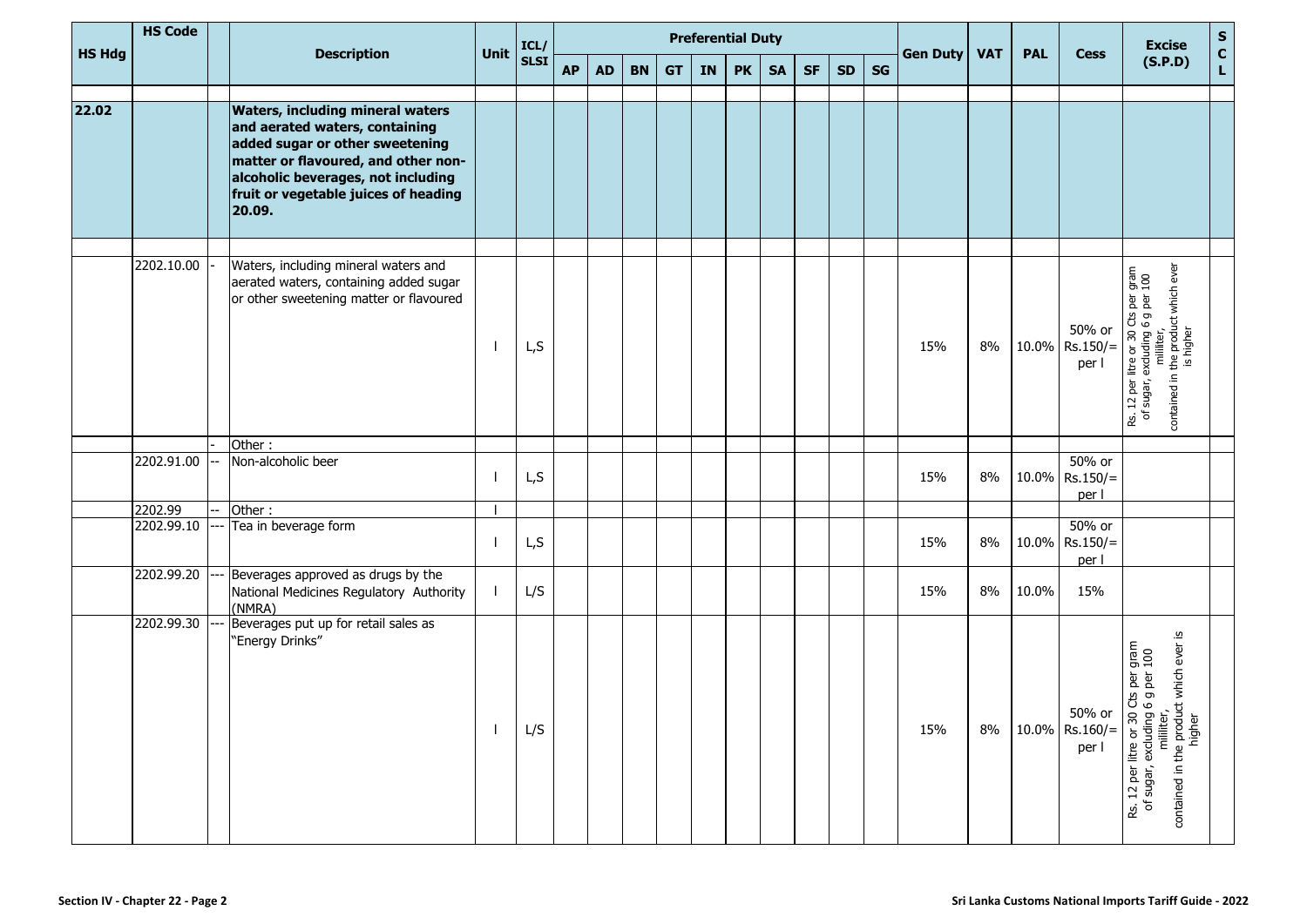| HS Hdg | HS Code | | Description | Unit | ICL/ SLSI | Preferential Duty | | | | | | | | | | Gen Duty | VAT | PAL | Cess | Excise (S.P.D) | S C L |
|---|---|---|---|---|---|---|---|---|---|---|---|---|---|---|---|---|---|---|---|---|---|
| | | | | | | AP | AD | BN | GT | IN | PK | SA | SF | SD | SG | | | | | | |
| **22.02** | | | **Waters, including mineral waters and aerated waters, containing added sugar or other sweetening matter or flavoured, and other non-alcoholic beverages, not including fruit or vegetable juices of heading 20.09.** | | | | | | | | | | | | | | | | | | |
| | 2202.10.00 | - | Waters, including mineral waters and aerated waters, containing added sugar or other sweetening matter or flavoured | l | L,S | | | | | | | | | | | 15% | 8% | 10.0% | 50% or Rs.150/= per l | Rs. 12 per litre or 30 Cts per gram of sugar, excluding 6 g per 100 milliliter, contained in the product which ever is higher | |
| | | - | Other : | | | | | | | | | | | | | | | | | | |
| | 2202.91.00 | -- | Non-alcoholic beer | l | L,S | | | | | | | | | | | 15% | 8% | 10.0% | 50% or Rs.150/= per l | | |
| | 2202.99 | -- | Other : | l | | | | | | | | | | | | | | | | | |
| | 2202.99.10 | --- | Tea in beverage form | l | L,S | | | | | | | | | | | 15% | 8% | 10.0% | 50% or Rs.150/= per l | | |
| | 2202.99.20 | --- | Beverages approved as drugs by the National Medicines Regulatory Authority (NMRA) | l | L/S | | | | | | | | | | | 15% | 8% | 10.0% | 15% | | |
| | 2202.99.30 | --- | Beverages put up for retail sales as "Energy Drinks" | l | L/S | | | | | | | | | | | 15% | 8% | 10.0% | 50% or Rs.160/= per l | Rs. 12 per litre or 30 Cts per gram of sugar, excluding 6 g per 100 milliliter, contained in the product which ever is higher | |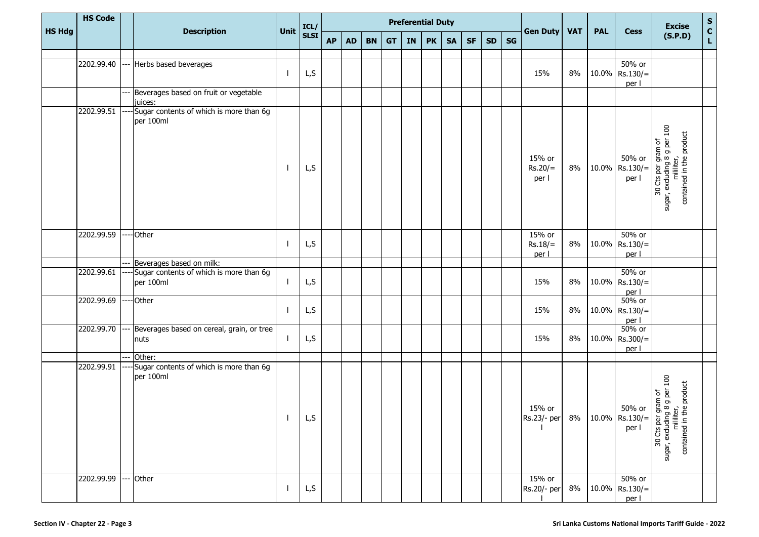| HS Hdg | HS Code | | Description | Unit | ICL/ SLSI | Preferential Duty | | | | | | | | | | Gen Duty | VAT | PAL | Cess | Excise (S.P.D) | S C L |
|---|---|---|---|---|---|---|---|---|---|---|---|---|---|---|---|---|---|---|---|---|---|
| | | | | | | AP | AD | BN | GT | IN | PK | SA | SF | SD | SG | | | | | | |
| | 2202.99.40 | --- | Herbs based beverages | l | L,S | | | | | | | | | | | 15% | 8% | 10.0% | 50% or Rs.130/= per l | | |
| | | --- | Beverages based on fruit or vegetable juices: | | | | | | | | | | | | | | | | | | |
| | 2202.99.51 | ---- | Sugar contents of which is more than 6g per 100ml | l | L,S | | | | | | | | | | | 15% or Rs.20/= per l | 8% | 10.0% | 50% or Rs.130/= per l | 30 Cts per gram of sugar, excluding 8 g per 100 milliliter, contained in the product | |
| | 2202.99.59 | ---- | Other | l | L,S | | | | | | | | | | | 15% or Rs.18/= per l | 8% | 10.0% | 50% or Rs.130/= per l | | |
| | | --- | Beverages based on milk: | | | | | | | | | | | | | | | | | | |
| | 2202.99.61 | ---- | Sugar contents of which is more than 6g per 100ml | l | L,S | | | | | | | | | | | 15% | 8% | 10.0% | 50% or Rs.130/= per l | | |
| | 2202.99.69 | ---- | Other | l | L,S | | | | | | | | | | | 15% | 8% | 10.0% | 50% or Rs.130/= per l | | |
| | 2202.99.70 | --- | Beverages based on cereal, grain, or tree nuts | l | L,S | | | | | | | | | | | 15% | 8% | 10.0% | 50% or Rs.300/= per l | | |
| | | --- | Other: | | | | | | | | | | | | | | | | | | |
| | 2202.99.91 | ---- | Sugar contents of which is more than 6g per 100ml | l | L,S | | | | | | | | | | | 15% or Rs.23/- per l | 8% | 10.0% | 50% or Rs.130/= per l | 30 Cts per gram of sugar, excluding 8 g per 100 milliliter, contained in the product | |
| | 2202.99.99 | --- | Other | l | L,S | | | | | | | | | | | 15% or Rs.20/- per l | 8% | 10.0% | 50% or Rs.130/= per l | | |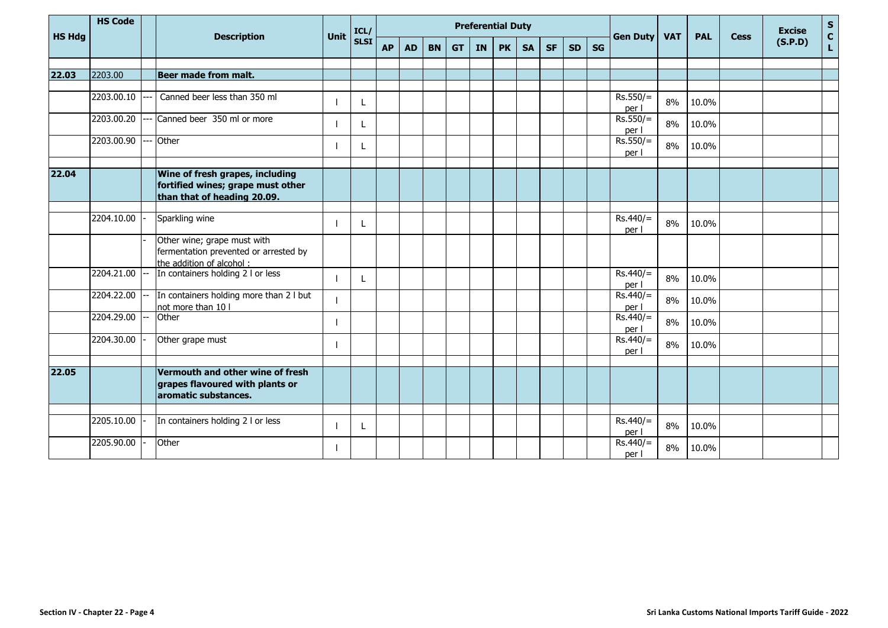| HS Hdg | HS Code | | Description | Unit | ICL/ SLSI | Preferential Duty | | | | | | | | | | Gen Duty | VAT | PAL | Cess | Excise (S.P.D) | S C L |
|---|---|---|---|---|---|---|---|---|---|---|---|---|---|---|---|---|---|---|---|---|---|
| | | | | | | AP | AD | BN | GT | IN | PK | SA | SF | SD | SG | | | | | | |
| 22.03 | 2203.00 | | **Beer made from malt.** | | | | | | | | | | | | | | | | | | |
| | 2203.00.10 | --- | Canned beer less than 350 ml | l | L | | | | | | | | | | | Rs.550/= per l | 8% | 10.0% | | | |
| | 2203.00.20 | --- | Canned beer 350 ml or more | l | L | | | | | | | | | | | Rs.550/= per l | 8% | 10.0% | | | |
| | 2203.00.90 | --- | Other | l | L | | | | | | | | | | | Rs.550/= per l | 8% | 10.0% | | | |
| 22.04 | | | **Wine of fresh grapes, including fortified wines; grape must other than that of heading 20.09.** | | | | | | | | | | | | | | | | | | |
| | 2204.10.00 | - | Sparkling wine | l | L | | | | | | | | | | | Rs.440/= per l | 8% | 10.0% | | | |
| | | - | Other wine; grape must with fermentation prevented or arrested by the addition of alcohol : | | | | | | | | | | | | | | | | | | |
| | 2204.21.00 | -- | In containers holding 2 l or less | l | L | | | | | | | | | | | Rs.440/= per l | 8% | 10.0% | | | |
| | 2204.22.00 | -- | In containers holding more than 2 l but not more than 10 l | l | | | | | | | | | | | | Rs.440/= per l | 8% | 10.0% | | | |
| | 2204.29.00 | -- | Other | l | | | | | | | | | | | | Rs.440/= per l | 8% | 10.0% | | | |
| | 2204.30.00 | - | Other grape must | l | | | | | | | | | | | | Rs.440/= per l | 8% | 10.0% | | | |
| 22.05 | | | **Vermouth and other wine of fresh grapes flavoured with plants or aromatic substances.** | | | | | | | | | | | | | | | | | | |
| | 2205.10.00 | - | In containers holding 2 l or less | l | L | | | | | | | | | | | Rs.440/= per l | 8% | 10.0% | | | |
| | 2205.90.00 | - | Other | l | | | | | | | | | | | | Rs.440/= per l | 8% | 10.0% | | | |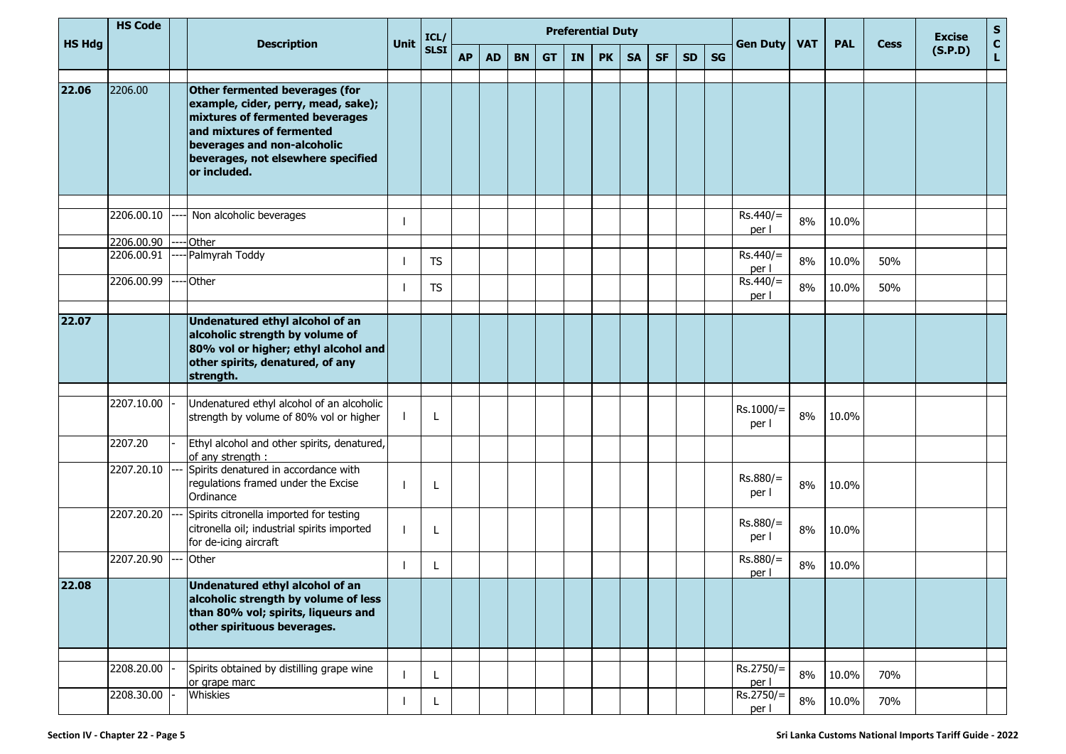| HS Hdg | HS Code | | Description | Unit | ICL/ SLSI | Preferential Duty | | | | | | | | | | Gen Duty | VAT | PAL | Cess | Excise (S.P.D) | S C L |
|---|---|---|---|---|---|---|---|---|---|---|---|---|---|---|---|---|---|---|---|---|---|
| | | | | | | AP | AD | BN | GT | IN | PK | SA | SF | SD | SG | | | | | | |
| **22.06** | 2206.00 | | **Other fermented beverages (for example, cider, perry, mead, sake); mixtures of fermented beverages and mixtures of fermented beverages and non-alcoholic beverages, not elsewhere specified or included.** | | | | | | | | | | | | | | | | | | |
| | 2206.00.10 | ---- | Non alcoholic beverages | l | | | | | | | | | | | | Rs.440/= per l | 8% | 10.0% | | | |
| | 2206.00.90 | ---- | Other | | | | | | | | | | | | | | | | | | |
| | 2206.00.91 | ---- | Palmyrah Toddy | l | TS | | | | | | | | | | | Rs.440/= per l | 8% | 10.0% | 50% | | |
| | 2206.00.99 | ---- | Other | l | TS | | | | | | | | | | | Rs.440/= per l | 8% | 10.0% | 50% | | |
| **22.07** | | | **Undenatured ethyl alcohol of an alcoholic strength by volume of 80% vol or higher; ethyl alcohol and other spirits, denatured, of any strength.** | | | | | | | | | | | | | | | | | | |
| | 2207.10.00 | - | Undenatured ethyl alcohol of an alcoholic strength by volume of 80% vol or higher | l | L | | | | | | | | | | | Rs.1000/= per l | 8% | 10.0% | | | |
| | 2207.20 | - | Ethyl alcohol and other spirits, denatured, of any strength : | | | | | | | | | | | | | | | | | | |
| | 2207.20.10 | --- | Spirits denatured in accordance with regulations framed under the Excise Ordinance | l | L | | | | | | | | | | | Rs.880/= per l | 8% | 10.0% | | | |
| | 2207.20.20 | --- | Spirits citronella imported for testing citronella oil; industrial spirits imported for de-icing aircraft | l | L | | | | | | | | | | | Rs.880/= per l | 8% | 10.0% | | | |
| | 2207.20.90 | --- | Other | l | L | | | | | | | | | | | Rs.880/= per l | 8% | 10.0% | | | |
| **22.08** | | | **Undenatured ethyl alcohol of an alcoholic strength by volume of less than 80% vol; spirits, liqueurs and other spirituous beverages.** | | | | | | | | | | | | | | | | | | |
| | 2208.20.00 | - | Spirits obtained by distilling grape wine or grape marc | l | L | | | | | | | | | | | Rs.2750/= per l | 8% | 10.0% | 70% | | |
| | 2208.30.00 | - | Whiskies | l | L | | | | | | | | | | | Rs.2750/= per l | 8% | 10.0% | 70% | | |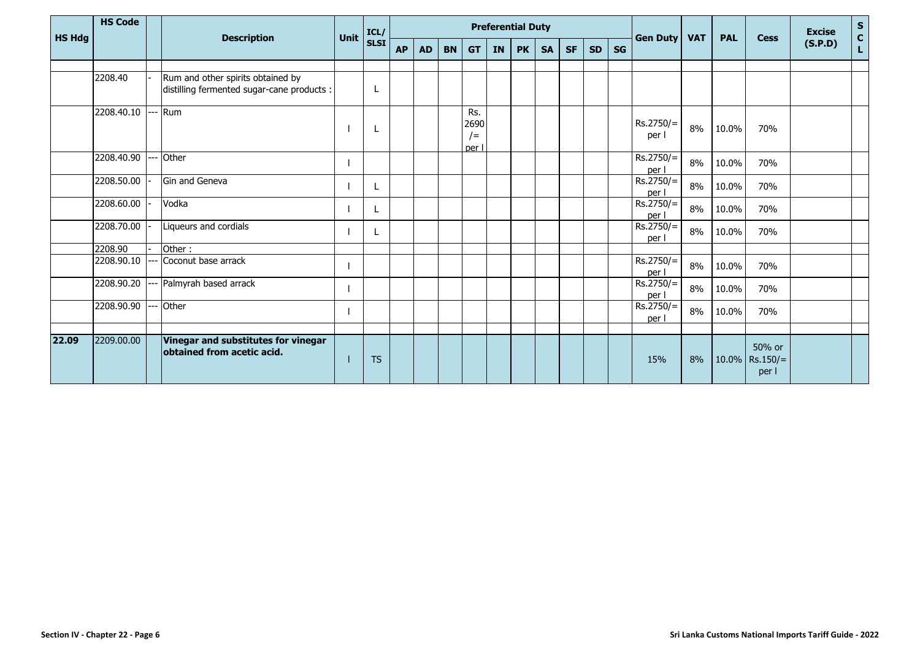| HS Hdg | HS Code | | Description | Unit | ICL/ SLSI | Preferential Duty | | | | | | | | | | Gen Duty | VAT | PAL | Cess | Excise (S.P.D) | SCL |
|---|---|---|---|---|---|---|---|---|---|---|---|---|---|---|---|---|---|---|---|---|---|
| | | | | | | AP | AD | BN | GT | IN | PK | SA | SF | SD | SG | | | | | | |
| | | | | | | | | | | | | | | | | | | | | | |
| | 2208.40 | - | Rum and other spirits obtained by distilling fermented sugar-cane products : | | L | | | | | | | | | | | | | | | | |
| | 2208.40.10 | --- | Rum | l | L | | | | Rs. 2690 /= per l | | | | | | | Rs.2750/= per l | 8% | 10.0% | 70% | | |
| | 2208.40.90 | --- | Other | l | | | | | | | | | | | | Rs.2750/= per l | 8% | 10.0% | 70% | | |
| | 2208.50.00 | - | Gin and Geneva | l | L | | | | | | | | | | | Rs.2750/= per l | 8% | 10.0% | 70% | | |
| | 2208.60.00 | - | Vodka | l | L | | | | | | | | | | | Rs.2750/= per l | 8% | 10.0% | 70% | | |
| | 2208.70.00 | - | Liqueurs and cordials | l | L | | | | | | | | | | | Rs.2750/= per l | 8% | 10.0% | 70% | | |
| | 2208.90 | - | Other : | | | | | | | | | | | | | | | | | | |
| | 2208.90.10 | --- | Coconut base arrack | l | | | | | | | | | | | | Rs.2750/= per l | 8% | 10.0% | 70% | | |
| | 2208.90.20 | --- | Palmyrah based arrack | l | | | | | | | | | | | | Rs.2750/= per l | 8% | 10.0% | 70% | | |
| | 2208.90.90 | --- | Other | l | | | | | | | | | | | | Rs.2750/= per l | 8% | 10.0% | 70% | | |
| | | | | | | | | | | | | | | | | | | | | | |
| **22.09** | 2209.00.00 | | **Vinegar and substitutes for vinegar obtained from acetic acid.** | l | TS | | | | | | | | | | | 15% | 8% | 10.0% | 50% or Rs.150/= per l | | |